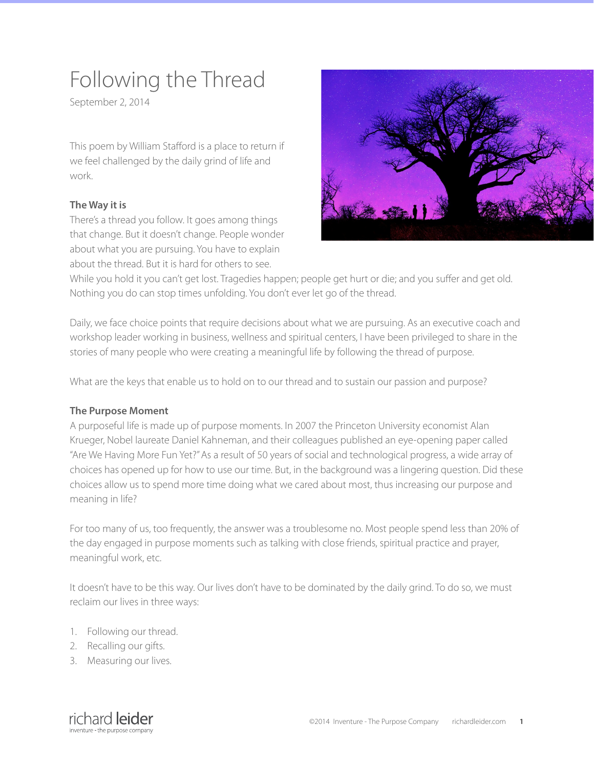# Following the Thread

September 2, 2014

This poem by William Stafford is a place to return if we feel challenged by the daily grind of life and work.

**The Way it is**

There's a thread you follow. It goes among things that change. But it doesn't change. People wonder about what you are pursuing. You have to explain about the thread. But it is hard for others to see. While you hold it you can't get lost. Tragedies happen; people get hurt or die; and you suffer and get old. Nothing you do can stop times unfolding. You don't ever let go of the thread.

Daily, we face choice points that require decisions about what we are pursuing. As an executive coach and workshop leader working in business, wellness and spiritual centers, I have been privileged to share in the stories of many people who were creating a meaningful life by following the thread of purpose.

What are the keys that enable us to hold on to our thread and to sustain our passion and purpose?

**The Purpose Moment**

A purposeful life is made up of purpose moments. In 2007 the Princeton University economist Alan Krueger, Nobel laureate Daniel Kahneman, and their colleagues published an eye-opening paper called "Are We Having More Fun Yet?" As a result of 50 years of social and technological progress, a wide array of choices has opened up for how to use our time. But, in the background was a lingering question. Did these choices allow us to spend more time doing what we cared about most, thus increasing our purpose and meaning in life?

For too many of us, too frequently, the answer was a troublesome no. Most people spend less than 20% of the day engaged in purpose moments such as talking with close friends, spiritual practice and prayer, meaningful work, etc.

It doesn't have to be this way. Our lives don't have to be dominated by the daily grind. To do so, we must reclaim our lives in three ways:

1. Following our thread.
2. Recalling our gifts.
3. Measuring our lives.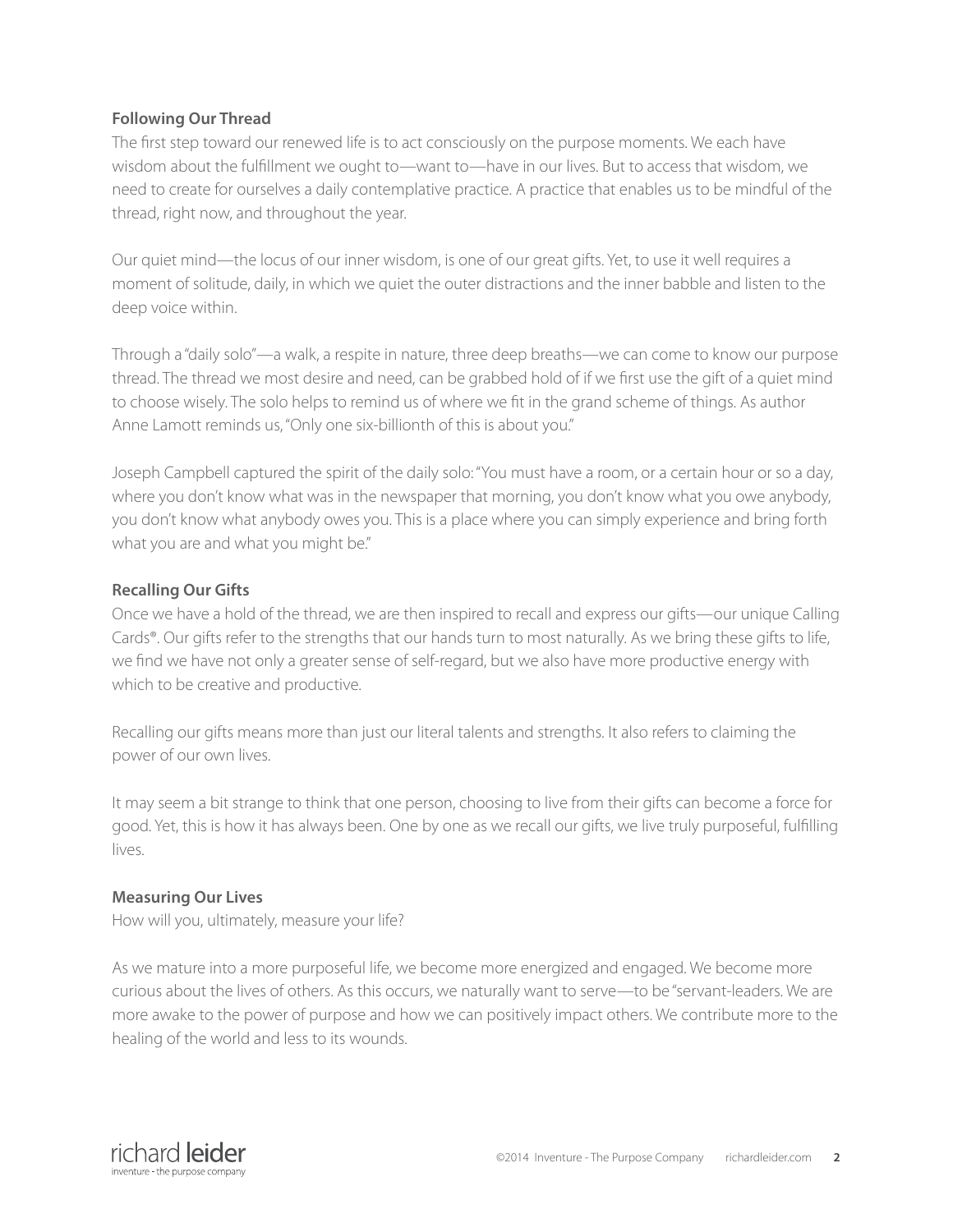**Following Our Thread**

The first step toward our renewed life is to act consciously on the purpose moments. We each have wisdom about the fulfillment we ought to—want to—have in our lives. But to access that wisdom, we need to create for ourselves a daily contemplative practice. A practice that enables us to be mindful of the thread, right now, and throughout the year.

Our quiet mind—the locus of our inner wisdom, is one of our great gifts. Yet, to use it well requires a moment of solitude, daily, in which we quiet the outer distractions and the inner babble and listen to the deep voice within.

Through a "daily solo"—a walk, a respite in nature, three deep breaths—we can come to know our purpose thread. The thread we most desire and need, can be grabbed hold of if we first use the gift of a quiet mind to choose wisely. The solo helps to remind us of where we fit in the grand scheme of things. As author Anne Lamott reminds us, "Only one six-billionth of this is about you."

Joseph Campbell captured the spirit of the daily solo: "You must have a room, or a certain hour or so a day, where you don't know what was in the newspaper that morning, you don't know what you owe anybody, you don't know what anybody owes you. This is a place where you can simply experience and bring forth what you are and what you might be."

**Recalling Our Gifts**

Once we have a hold of the thread, we are then inspired to recall and express our gifts—our unique Calling Cards®. Our gifts refer to the strengths that our hands turn to most naturally. As we bring these gifts to life, we find we have not only a greater sense of self-regard, but we also have more productive energy with which to be creative and productive.

Recalling our gifts means more than just our literal talents and strengths. It also refers to claiming the power of our own lives.

It may seem a bit strange to think that one person, choosing to live from their gifts can become a force for good. Yet, this is how it has always been. One by one as we recall our gifts, we live truly purposeful, fulfilling lives.

**Measuring Our Lives**

How will you, ultimately, measure your life?

As we mature into a more purposeful life, we become more energized and engaged. We become more curious about the lives of others. As this occurs, we naturally want to serve—to be "servant-leaders. We are more awake to the power of purpose and how we can positively impact others. We contribute more to the healing of the world and less to its wounds.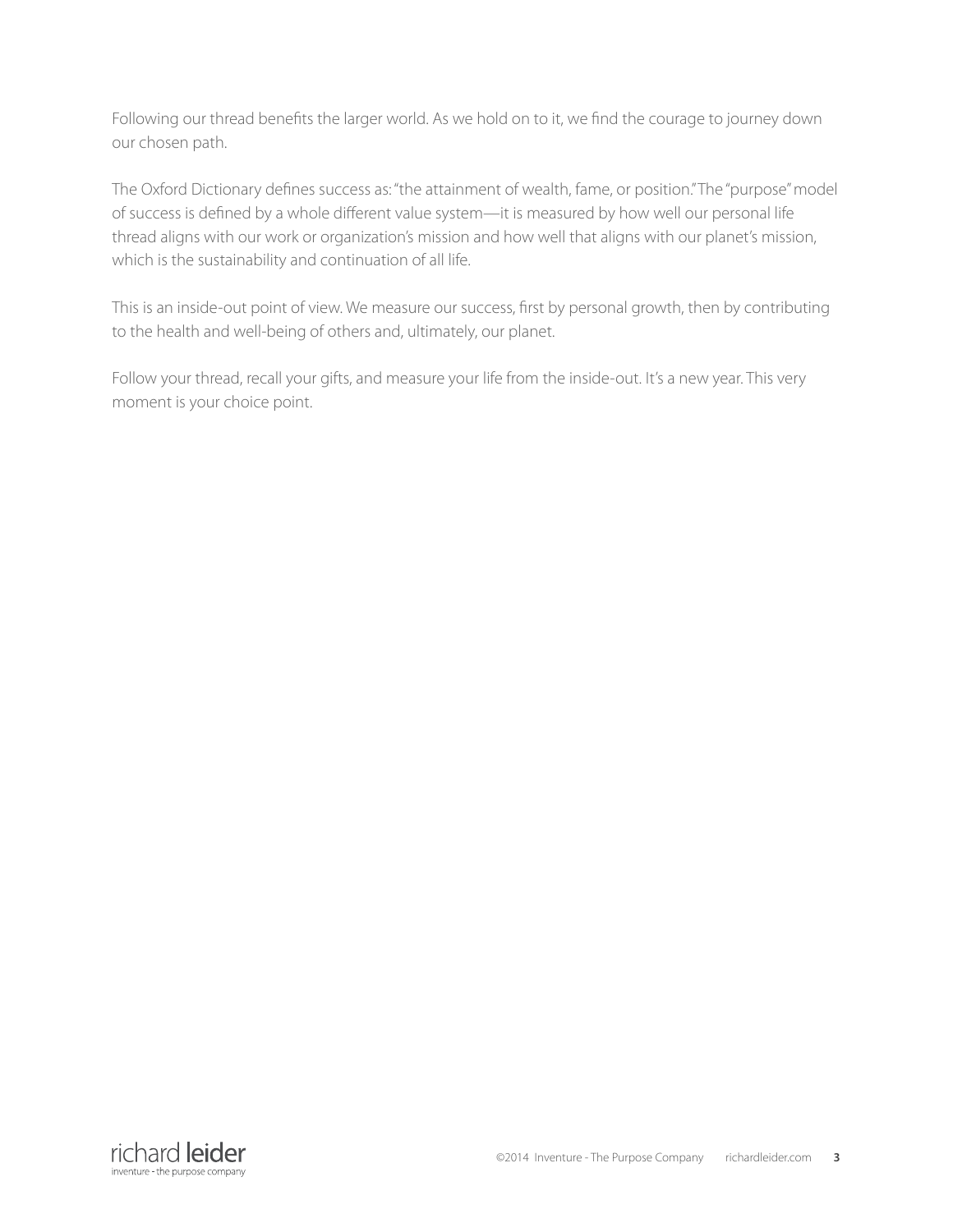Following our thread benefits the larger world. As we hold on to it, we find the courage to journey down our chosen path.

The Oxford Dictionary defines success as: "the attainment of wealth, fame, or position." The "purpose" model of success is defined by a whole different value system—it is measured by how well our personal life thread aligns with our work or organization's mission and how well that aligns with our planet's mission, which is the sustainability and continuation of all life.

This is an inside-out point of view. We measure our success, first by personal growth, then by contributing to the health and well-being of others and, ultimately, our planet.

Follow your thread, recall your gifts, and measure your life from the inside-out. It's a new year. This very moment is your choice point.